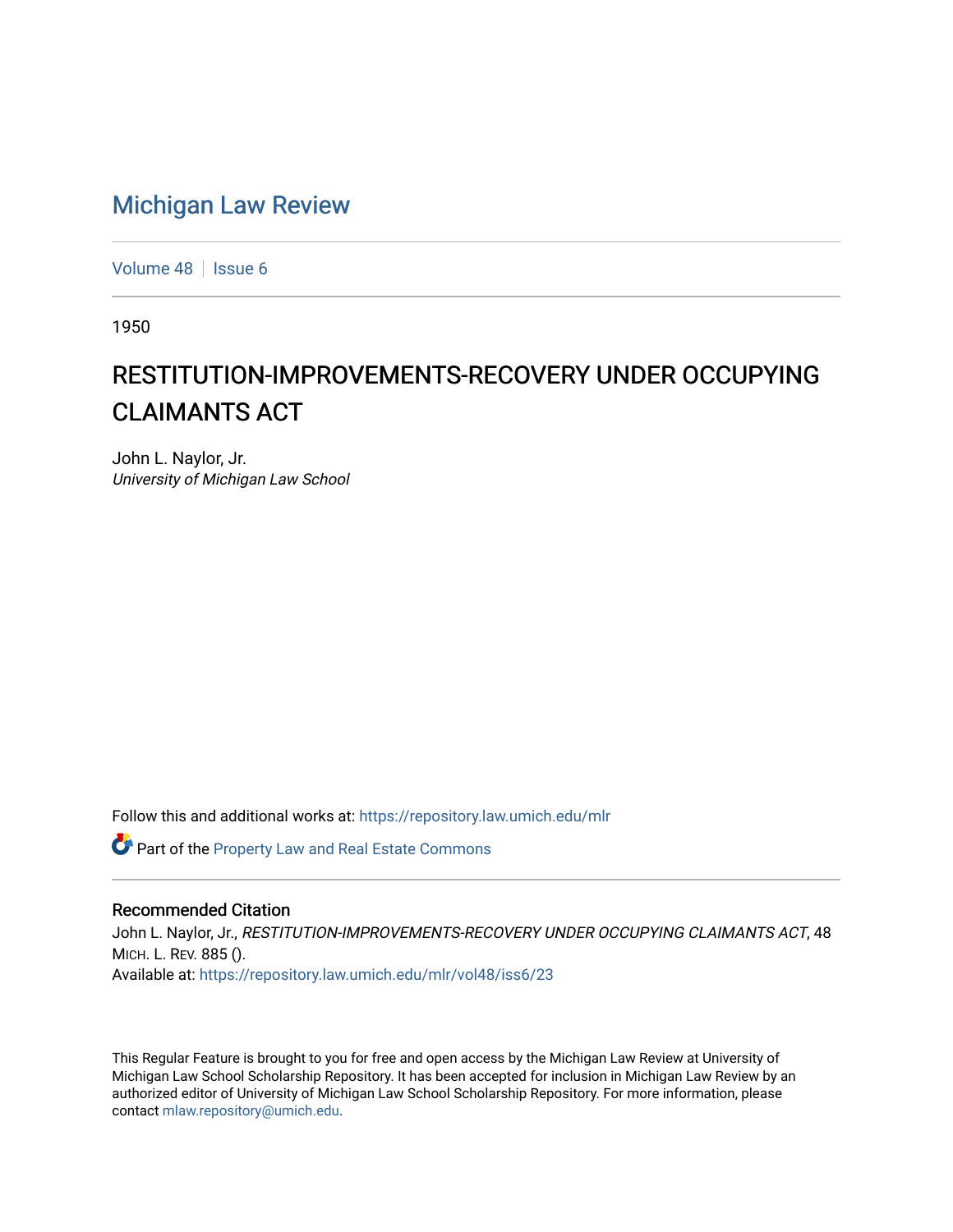# Michigan Law Review

Volume 48 | Issue 6

1950

## RESTITUTION-IMPROVEMENTS-RECOVERY UNDER OCCUPYING CLAIMANTS ACT

John L. Naylor, Jr.
*University of Michigan Law School*

Follow this and additional works at: https://repository.law.umich.edu/mlr

Part of the Property Law and Real Estate Commons

### Recommended Citation

John L. Naylor, Jr., *RESTITUTION-IMPROVEMENTS-RECOVERY UNDER OCCUPYING CLAIMANTS ACT*, 48 MICH. L. REV. 885 ().
Available at: https://repository.law.umich.edu/mlr/vol48/iss6/23

This Regular Feature is brought to you for free and open access by the Michigan Law Review at University of Michigan Law School Scholarship Repository. It has been accepted for inclusion in Michigan Law Review by an authorized editor of University of Michigan Law School Scholarship Repository. For more information, please contact mlaw.repository@umich.edu.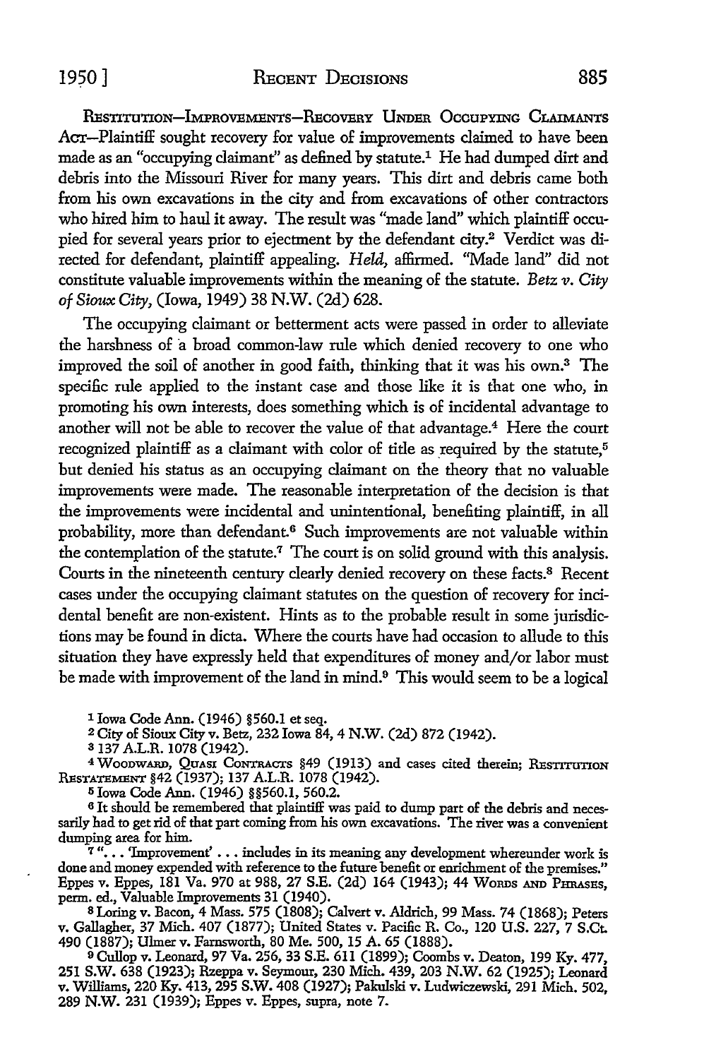RESTITUTION—IMPROVEMENTS—RECOVERY UNDER OCCUPYING CLAIMANTS ACT—Plaintiff sought recovery for value of improvements claimed to have been made as an "occupying claimant" as defined by statute.[1] He had dumped dirt and debris into the Missouri River for many years. This dirt and debris came both from his own excavations in the city and from excavations of other contractors who hired him to haul it away. The result was "made land" which plaintiff occupied for several years prior to ejectment by the defendant city.[2] Verdict was directed for defendant, plaintiff appealing. *Held,* affirmed. "Made land" did not constitute valuable improvements within the meaning of the statute. *Betz v. City of Sioux City,* (Iowa, 1949) 38 N.W. (2d) 628.

The occupying claimant or betterment acts were passed in order to alleviate the harshness of a broad common-law rule which denied recovery to one who improved the soil of another in good faith, thinking that it was his own.[3] The specific rule applied to the instant case and those like it is that one who, in promoting his own interests, does something which is of incidental advantage to another will not be able to recover the value of that advantage.[4] Here the court recognized plaintiff as a claimant with color of title as required by the statute,[5] but denied his status as an occupying claimant on the theory that no valuable improvements were made. The reasonable interpretation of the decision is that the improvements were incidental and unintentional, benefiting plaintiff, in all probability, more than defendant.[6] Such improvements are not valuable within the contemplation of the statute.[7] The court is on solid ground with this analysis. Courts in the nineteenth century clearly denied recovery on these facts.[8] Recent cases under the occupying claimant statutes on the question of recovery for incidental benefit are non-existent. Hints as to the probable result in some jurisdictions may be found in dicta. Where the courts have had occasion to allude to this situation they have expressly held that expenditures of money and/or labor must be made with improvement of the land in mind.[9] This would seem to be a logical

[1] Iowa Code Ann. (1946) §560.1 et seq.

[2] City of Sioux City v. Betz, 232 Iowa 84, 4 N.W. (2d) 872 (1942).

[3] 137 A.L.R. 1078 (1942).

[4] WOODWARD, QUASI CONTRACTS §49 (1913) and cases cited therein; RESTITUTION RESTATEMENT §42 (1937); 137 A.L.R. 1078 (1942).

[5] Iowa Code Ann. (1946) §§560.1, 560.2.

[6] It should be remembered that plaintiff was paid to dump part of the debris and necessarily had to get rid of that part coming from his own excavations. The river was a convenient dumping area for him.

[7] "... 'Improvement' ... includes in its meaning any development whereunder work is done and money expended with reference to the future benefit or enrichment of the premises." Eppes v. Eppes, 181 Va. 970 at 988, 27 S.E. (2d) 164 (1943); 44 WORDS AND PHRASES, perm. ed., Valuable Improvements 31 (1940).

[8] Loring v. Bacon, 4 Mass. 575 (1808); Calvert v. Aldrich, 99 Mass. 74 (1868); Peters v. Gallagher, 37 Mich. 407 (1877); United States v. Pacific R. Co., 120 U.S. 227, 7 S.Ct. 490 (1887); Ulmer v. Farnsworth, 80 Me. 500, 15 A. 65 (1888).

[9] Cullop v. Leonard, 97 Va. 256, 33 S.E. 611 (1899); Coombs v. Deaton, 199 Ky. 477, 251 S.W. 638 (1923); Rzeppa v. Seymour, 230 Mich. 439, 203 N.W. 62 (1925); Leonard v. Williams, 220 Ky. 413, 295 S.W. 408 (1927); Pakulski v. Ludwiczewski, 291 Mich. 502, 289 N.W. 231 (1939); Eppes v. Eppes, supra, note 7.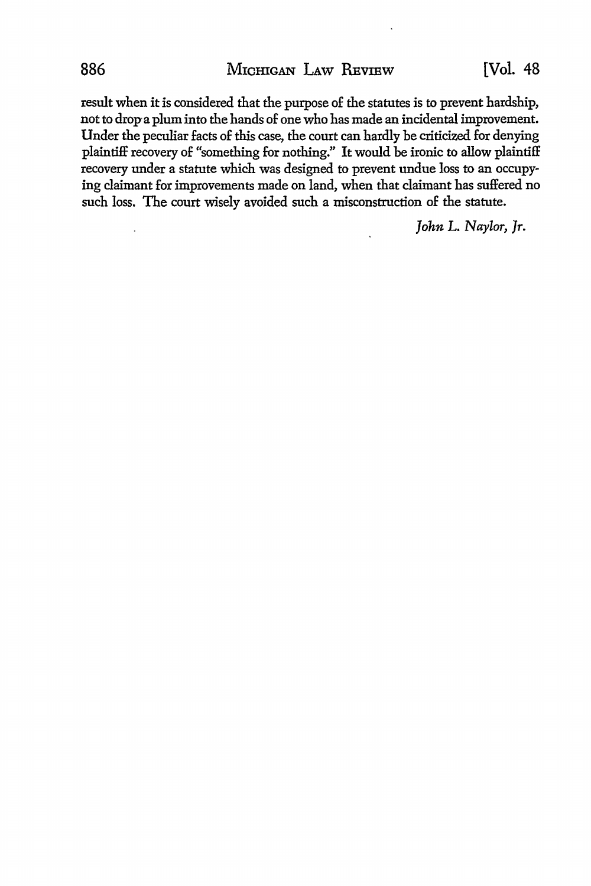result when it is considered that the purpose of the statutes is to prevent hardship, not to drop a plum into the hands of one who has made an incidental improvement. Under the peculiar facts of this case, the court can hardly be criticized for denying plaintiff recovery of "something for nothing." It would be ironic to allow plaintiff recovery under a statute which was designed to prevent undue loss to an occupying claimant for improvements made on land, when that claimant has suffered no such loss. The court wisely avoided such a misconstruction of the statute.

*John L. Naylor, Jr.*